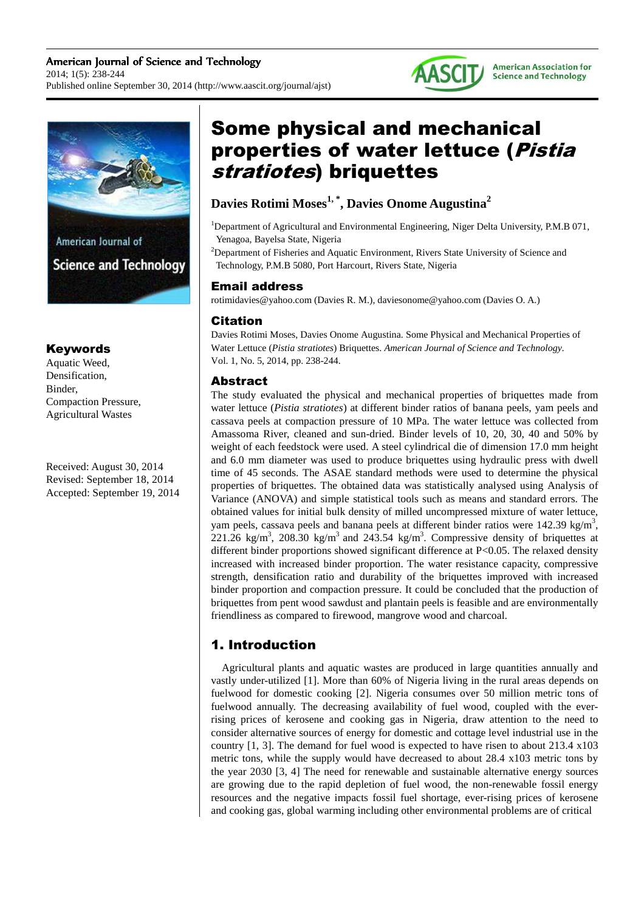# Some physical and mechanical properties of water lettuce (*Pistia stratiotes*) briquettes

**Davies Rotimi Moses[1,*], Davies Onome Augustina[2]**

[1]Department of Agricultural and Environmental Engineering, Niger Delta University, P.M.B 071, Yenagoa, Bayelsa State, Nigeria

[2]Department of Fisheries and Aquatic Environment, Rivers State University of Science and Technology, P.M.B 5080, Port Harcourt, Rivers State, Nigeria

## Email address

rotimidavies@yahoo.com (Davies R. M.), daviesonome@yahoo.com (Davies O. A.)

## Citation

Davies Rotimi Moses, Davies Onome Augustina. Some Physical and Mechanical Properties of Water Lettuce (*Pistia stratiotes*) Briquettes. *American Journal of Science and Technology.* Vol. 1, No. 5, 2014, pp. 238-244.

## Keywords

Aquatic Weed,
Densification,
Binder,
Compaction Pressure,
Agricultural Wastes

Received: August 30, 2014
Revised: September 18, 2014
Accepted: September 19, 2014

## Abstract

The study evaluated the physical and mechanical properties of briquettes made from water lettuce (*Pistia stratiotes*) at different binder ratios of banana peels, yam peels and cassava peels at compaction pressure of 10 MPa. The water lettuce was collected from Amassoma River, cleaned and sun-dried. Binder levels of 10, 20, 30, 40 and 50% by weight of each feedstock were used. A steel cylindrical die of dimension 17.0 mm height and 6.0 mm diameter was used to produce briquettes using hydraulic press with dwell time of 45 seconds. The ASAE standard methods were used to determine the physical properties of briquettes. The obtained data was statistically analysed using Analysis of Variance (ANOVA) and simple statistical tools such as means and standard errors. The obtained values for initial bulk density of milled uncompressed mixture of water lettuce, yam peels, cassava peels and banana peels at different binder ratios were 142.39 kg/m$^3$, 221.26 kg/m$^3$, 208.30 kg/m$^3$ and 243.54 kg/m$^3$. Compressive density of briquettes at different binder proportions showed significant difference at P<0.05. The relaxed density increased with increased binder proportion. The water resistance capacity, compressive strength, densification ratio and durability of the briquettes improved with increased binder proportion and compaction pressure. It could be concluded that the production of briquettes from pent wood sawdust and plantain peels is feasible and are environmentally friendliness as compared to firewood, mangrove wood and charcoal.

## 1. Introduction

Agricultural plants and aquatic wastes are produced in large quantities annually and vastly under-utilized [1]. More than 60% of Nigeria living in the rural areas depends on fuelwood for domestic cooking [2]. Nigeria consumes over 50 million metric tons of fuelwood annually. The decreasing availability of fuel wood, coupled with the ever-rising prices of kerosene and cooking gas in Nigeria, draw attention to the need to consider alternative sources of energy for domestic and cottage level industrial use in the country [1, 3]. The demand for fuel wood is expected to have risen to about 213.4 x103 metric tons, while the supply would have decreased to about 28.4 x103 metric tons by the year 2030 [3, 4] The need for renewable and sustainable alternative energy sources are growing due to the rapid depletion of fuel wood, the non-renewable fossil energy resources and the negative impacts fossil fuel shortage, ever-rising prices of kerosene and cooking gas, global warming including other environmental problems are of critical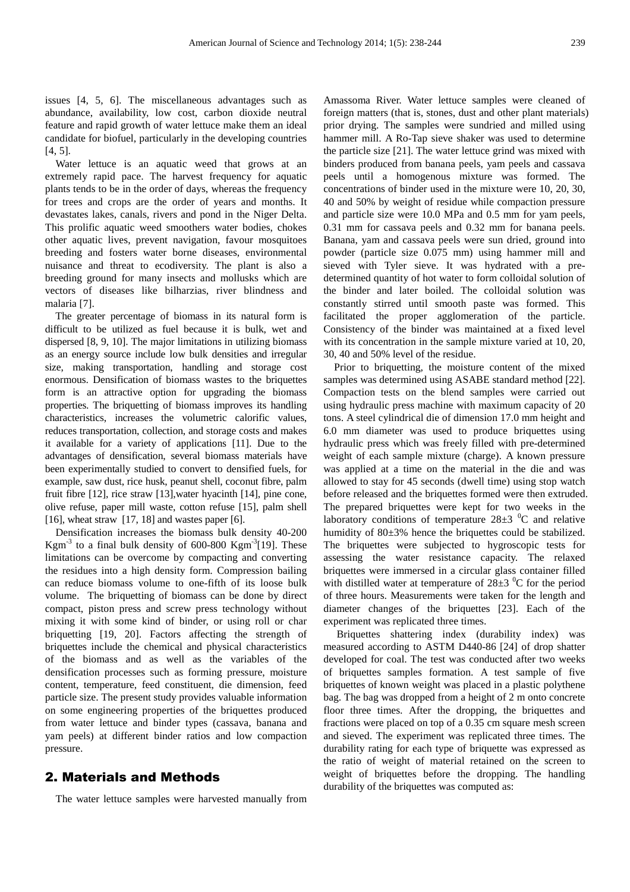issues [4, 5, 6]. The miscellaneous advantages such as abundance, availability, low cost, carbon dioxide neutral feature and rapid growth of water lettuce make them an ideal candidate for biofuel, particularly in the developing countries [4, 5].

Water lettuce is an aquatic weed that grows at an extremely rapid pace. The harvest frequency for aquatic plants tends to be in the order of days, whereas the frequency for trees and crops are the order of years and months. It devastates lakes, canals, rivers and pond in the Niger Delta. This prolific aquatic weed smoothers water bodies, chokes other aquatic lives, prevent navigation, favour mosquitoes breeding and fosters water borne diseases, environmental nuisance and threat to ecodiversity. The plant is also a breeding ground for many insects and mollusks which are vectors of diseases like bilharzias, river blindness and malaria [7].

The greater percentage of biomass in its natural form is difficult to be utilized as fuel because it is bulk, wet and dispersed [8, 9, 10]. The major limitations in utilizing biomass as an energy source include low bulk densities and irregular size, making transportation, handling and storage cost enormous. Densification of biomass wastes to the briquettes form is an attractive option for upgrading the biomass properties. The briquetting of biomass improves its handling characteristics, increases the volumetric calorific values, reduces transportation, collection, and storage costs and makes it available for a variety of applications [11]. Due to the advantages of densification, several biomass materials have been experimentally studied to convert to densified fuels, for example, saw dust, rice husk, peanut shell, coconut fibre, palm fruit fibre [12], rice straw [13],water hyacinth [14], pine cone, olive refuse, paper mill waste, cotton refuse [15], palm shell [16], wheat straw [17, 18] and wastes paper [6].

Densification increases the biomass bulk density 40-200 Kgm$^{-3}$ to a final bulk density of 600-800 Kgm$^{-3}$[19]. These limitations can be overcome by compacting and converting the residues into a high density form. Compression bailing can reduce biomass volume to one-fifth of its loose bulk volume. The briquetting of biomass can be done by direct compact, piston press and screw press technology without mixing it with some kind of binder, or using roll or char briquetting [19, 20]. Factors affecting the strength of briquettes include the chemical and physical characteristics of the biomass and as well as the variables of the densification processes such as forming pressure, moisture content, temperature, feed constituent, die dimension, feed particle size. The present study provides valuable information on some engineering properties of the briquettes produced from water lettuce and binder types (cassava, banana and yam peels) at different binder ratios and low compaction pressure.

## 2. Materials and Methods

The water lettuce samples were harvested manually from Amassoma River. Water lettuce samples were cleaned of foreign matters (that is, stones, dust and other plant materials) prior drying. The samples were sundried and milled using hammer mill. A Ro-Tap sieve shaker was used to determine the particle size [21]. The water lettuce grind was mixed with binders produced from banana peels, yam peels and cassava peels until a homogenous mixture was formed. The concentrations of binder used in the mixture were 10, 20, 30, 40 and 50% by weight of residue while compaction pressure and particle size were 10.0 MPa and 0.5 mm for yam peels, 0.31 mm for cassava peels and 0.32 mm for banana peels. Banana, yam and cassava peels were sun dried, ground into powder (particle size 0.075 mm) using hammer mill and sieved with Tyler sieve. It was hydrated with a pre-determined quantity of hot water to form colloidal solution of the binder and later boiled. The colloidal solution was constantly stirred until smooth paste was formed. This facilitated the proper agglomeration of the particle. Consistency of the binder was maintained at a fixed level with its concentration in the sample mixture varied at 10, 20, 30, 40 and 50% level of the residue.

Prior to briquetting, the moisture content of the mixed samples was determined using ASABE standard method [22]. Compaction tests on the blend samples were carried out using hydraulic press machine with maximum capacity of 20 tons. A steel cylindrical die of dimension 17.0 mm height and 6.0 mm diameter was used to produce briquettes using hydraulic press which was freely filled with pre-determined weight of each sample mixture (charge). A known pressure was applied at a time on the material in the die and was allowed to stay for 45 seconds (dwell time) using stop watch before released and the briquettes formed were then extruded. The prepared briquettes were kept for two weeks in the laboratory conditions of temperature 28±3 $^0$C and relative humidity of 80±3% hence the briquettes could be stabilized. The briquettes were subjected to hygroscopic tests for assessing the water resistance capacity. The relaxed briquettes were immersed in a circular glass container filled with distilled water at temperature of 28±3 $^0$C for the period of three hours. Measurements were taken for the length and diameter changes of the briquettes [23]. Each of the experiment was replicated three times.

Briquettes shattering index (durability index) was measured according to ASTM D440-86 [24] of drop shatter developed for coal. The test was conducted after two weeks of briquettes samples formation. A test sample of five briquettes of known weight was placed in a plastic polythene bag. The bag was dropped from a height of 2 m onto concrete floor three times. After the dropping, the briquettes and fractions were placed on top of a 0.35 cm square mesh screen and sieved. The experiment was replicated three times. The durability rating for each type of briquette was expressed as the ratio of weight of material retained on the screen to weight of briquettes before the dropping. The handling durability of the briquettes was computed as: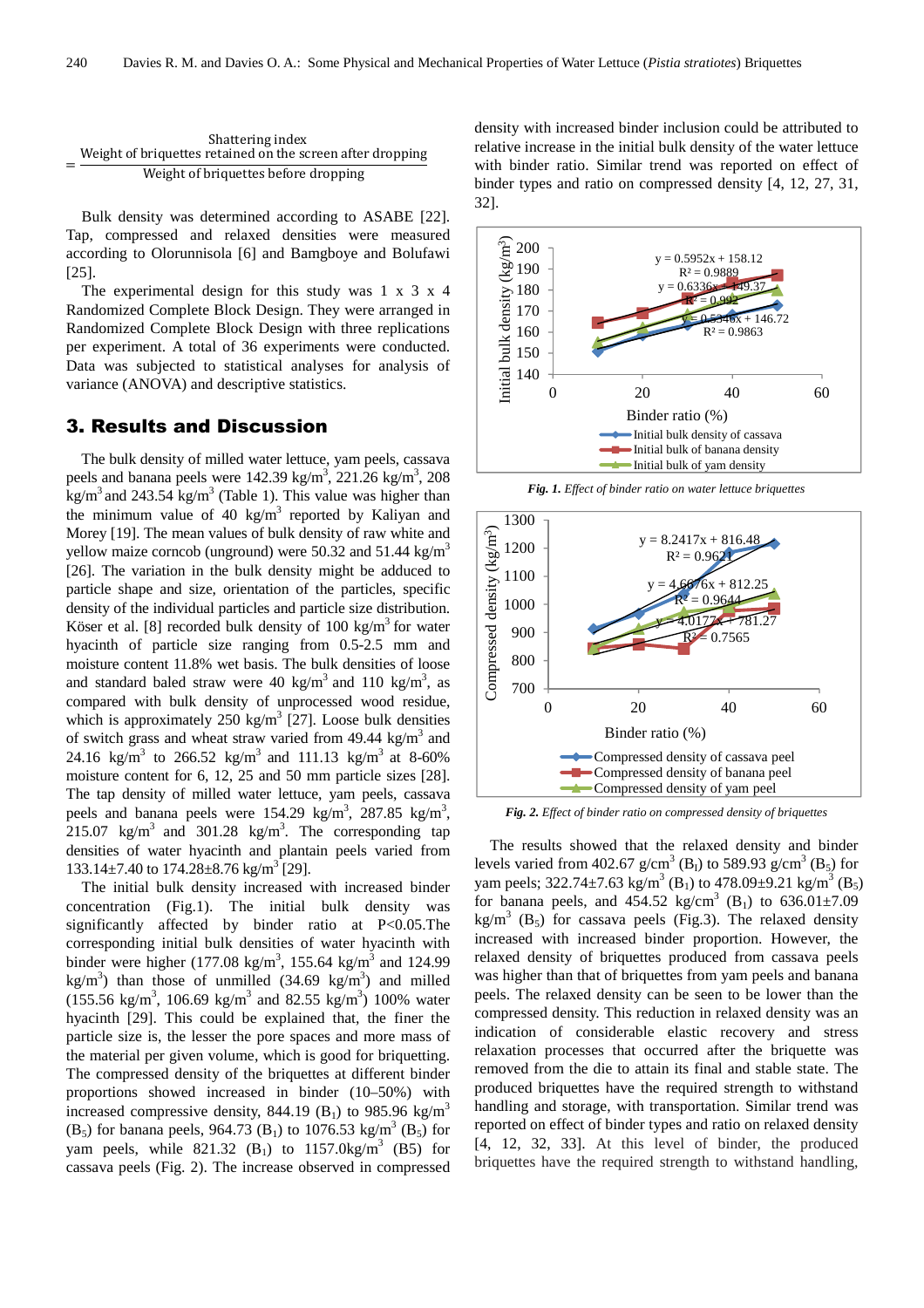$$\text{Shattering index} = \frac{\text{Weight of briquettes retained on the screen after dropping}}{\text{Weight of briquettes before dropping}}$$

Bulk density was determined according to ASABE [22]. Tap, compressed and relaxed densities were measured according to Olorunnisola [6] and Bamgboye and Bolufawi [25].

The experimental design for this study was 1 x 3 x 4 Randomized Complete Block Design. They were arranged in Randomized Complete Block Design with three replications per experiment. A total of 36 experiments were conducted. Data was subjected to statistical analyses for analysis of variance (ANOVA) and descriptive statistics.

## 3. Results and Discussion

The bulk density of milled water lettuce, yam peels, cassava peels and banana peels were 142.39 $kg/m^3$, 221.26 $kg/m^3$, 208 $kg/m^3$ and 243.54 $kg/m^3$ (Table 1). This value was higher than the minimum value of 40 $kg/m^3$ reported by Kaliyan and Morey [19]. The mean values of bulk density of raw white and yellow maize corncob (unground) were 50.32 and 51.44 $kg/m^3$ [26]. The variation in the bulk density might be adduced to particle shape and size, orientation of the particles, specific density of the individual particles and particle size distribution. Köser et al. [8] recorded bulk density of 100 $kg/m^3$ for water hyacinth of particle size ranging from 0.5-2.5 mm and moisture content 11.8% wet basis. The bulk densities of loose and standard baled straw were 40 $kg/m^3$ and 110 $kg/m^3$, as compared with bulk density of unprocessed wood residue, which is approximately 250 $kg/m^3$ [27]. Loose bulk densities of switch grass and wheat straw varied from 49.44 $kg/m^3$ and 24.16 $kg/m^3$ to 266.52 $kg/m^3$ and 111.13 $kg/m^3$ at 8-60% moisture content for 6, 12, 25 and 50 mm particle sizes [28]. The tap density of milled water lettuce, yam peels, cassava peels and banana peels were 154.29 $kg/m^3$, 287.85 $kg/m^3$, 215.07 $kg/m^3$ and 301.28 $kg/m^3$. The corresponding tap densities of water hyacinth and plantain peels varied from 133.14±7.40 to 174.28±8.76 $kg/m^3$ [29].

The initial bulk density increased with increased binder concentration (Fig.1). The initial bulk density was significantly affected by binder ratio at P<0.05.The corresponding initial bulk densities of water hyacinth with binder were higher (177.08 $kg/m^3$, 155.64 $kg/m^3$ and 124.99 $kg/m^3$) than those of unmilled (34.69 $kg/m^3$) and milled (155.56 $kg/m^3$, 106.69 $kg/m^3$ and 82.55 $kg/m^3$) 100% water hyacinth [29]. This could be explained that, the finer the particle size is, the lesser the pore spaces and more mass of the material per given volume, which is good for briquetting. The compressed density of the briquettes at different binder proportions showed increased in binder (10–50%) with increased compressive density, 844.19 ($B_1$) to 985.96 $kg/m^3$ ($B_5$) for banana peels, 964.73 ($B_1$) to 1076.53 $kg/m^3$ ($B_5$) for yam peels, while 821.32 ($B_1$) to 1157.0$kg/m^3$ (B5) for cassava peels (Fig. 2). The increase observed in compressed density with increased binder inclusion could be attributed to relative increase in the initial bulk density of the water lettuce with binder ratio. Similar trend was reported on effect of binder types and ratio on compressed density [4, 12, 27, 31, 32].

*Fig. 1. Effect of binder ratio on water lettuce briquettes*

*Fig. 2. Effect of binder ratio on compressed density of briquettes*

The results showed that the relaxed density and binder levels varied from 402.67 $g/cm^3$ ($B_1$) to 589.93 $g/cm^3$ ($B_5$) for yam peels; 322.74±7.63 $kg/m^3$ ($B_1$) to 478.09±9.21 $kg/m^3$ ($B_5$) for banana peels, and 454.52 $kg/cm^3$ ($B_1$) to 636.01±7.09 $kg/m^3$ ($B_5$) for cassava peels (Fig.3). The relaxed density increased with increased binder proportion. However, the relaxed density of briquettes produced from cassava peels was higher than that of briquettes from yam peels and banana peels. The relaxed density can be seen to be lower than the compressed density. This reduction in relaxed density was an indication of considerable elastic recovery and stress relaxation processes that occurred after the briquette was removed from the die to attain its final and stable state. The produced briquettes have the required strength to withstand handling and storage, with transportation. Similar trend was reported on effect of binder types and ratio on relaxed density [4, 12, 32, 33]. At this level of binder, the produced briquettes have the required strength to withstand handling,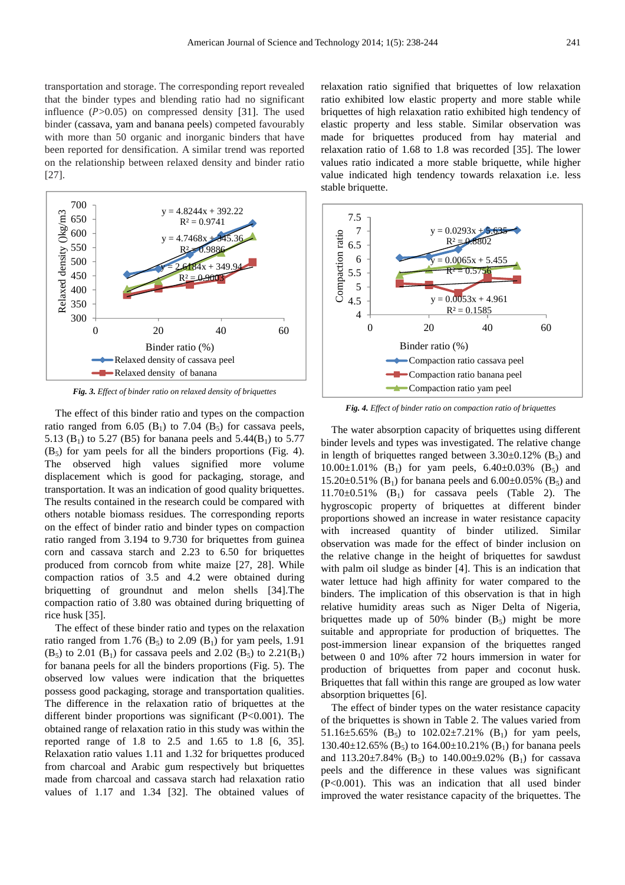transportation and storage. The corresponding report revealed that the binder types and blending ratio had no significant influence (*P*>0.05) on compressed density [31]. The used binder (cassava, yam and banana peels) competed favourably with more than 50 organic and inorganic binders that have been reported for densification. A similar trend was reported on the relationship between relaxed density and binder ratio [27].

***Fig. 3.** Effect of binder ratio on relaxed density of briquettes*

The effect of this binder ratio and types on the compaction ratio ranged from 6.05 ($B_1$) to 7.04 ($B_5$) for cassava peels, 5.13 ($B_1$) to 5.27 (B5) for banana peels and 5.44($B_1$) to 5.77 ($B_5$) for yam peels for all the binders proportions (Fig. 4). The observed high values signified more volume displacement which is good for packaging, storage, and transportation. It was an indication of good quality briquettes. The results contained in the research could be compared with others notable biomass residues. The corresponding reports on the effect of binder ratio and binder types on compaction ratio ranged from 3.194 to 9.730 for briquettes from guinea corn and cassava starch and 2.23 to 6.50 for briquettes produced from corncob from white maize [27, 28]. While compaction ratios of 3.5 and 4.2 were obtained during briquetting of groundnut and melon shells [34].The compaction ratio of 3.80 was obtained during briquetting of rice husk [35].

The effect of these binder ratio and types on the relaxation ratio ranged from 1.76 ($B_5$) to 2.09 ($B_1$) for yam peels, 1.91 ($B_5$) to 2.01 ($B_1$) for cassava peels and 2.02 ($B_5$) to 2.21($B_1$) for banana peels for all the binders proportions (Fig. 5). The observed low values were indication that the briquettes possess good packaging, storage and transportation qualities. The difference in the relaxation ratio of briquettes at the different binder proportions was significant (P<0.001). The obtained range of relaxation ratio in this study was within the reported range of 1.8 to 2.5 and 1.65 to 1.8 [6, 35]. Relaxation ratio values 1.11 and 1.32 for briquettes produced from charcoal and Arabic gum respectively but briquettes made from charcoal and cassava starch had relaxation ratio values of 1.17 and 1.34 [32]. The obtained values of relaxation ratio signified that briquettes of low relaxation ratio exhibited low elastic property and more stable while briquettes of high relaxation ratio exhibited high tendency of elastic property and less stable. Similar observation was made for briquettes produced from hay material and relaxation ratio of 1.68 to 1.8 was recorded [35]. The lower values ratio indicated a more stable briquette, while higher value indicated high tendency towards relaxation i.e. less stable briquette.

***Fig. 4.** Effect of binder ratio on compaction ratio of briquettes*

The water absorption capacity of briquettes using different binder levels and types was investigated. The relative change in length of briquettes ranged between 3.30±0.12% ($B_5$) and 10.00±1.01% ($B_1$) for yam peels, 6.40±0.03% ($B_5$) and 15.20±0.51% ($B_1$) for banana peels and 6.00±0.05% ($B_5$) and 11.70±0.51% ($B_1$) for cassava peels (Table 2). The hygroscopic property of briquettes at different binder proportions showed an increase in water resistance capacity with increased quantity of binder utilized. Similar observation was made for the effect of binder inclusion on the relative change in the height of briquettes for sawdust with palm oil sludge as binder [4]. This is an indication that water lettuce had high affinity for water compared to the binders. The implication of this observation is that in high relative humidity areas such as Niger Delta of Nigeria, briquettes made up of 50% binder ($B_5$) might be more suitable and appropriate for production of briquettes. The post-immersion linear expansion of the briquettes ranged between 0 and 10% after 72 hours immersion in water for production of briquettes from paper and coconut husk. Briquettes that fall within this range are grouped as low water absorption briquettes [6].

The effect of binder types on the water resistance capacity of the briquettes is shown in Table 2. The values varied from 51.16±5.65% ($B_5$) to 102.02±7.21% ($B_1$) for yam peels, 130.40±12.65% ($B_5$) to 164.00±10.21% ($B_1$) for banana peels and 113.20±7.84% ($B_5$) to 140.00±9.02% ($B_1$) for cassava peels and the difference in these values was significant (P<0.001). This was an indication that all used binder improved the water resistance capacity of the briquettes. The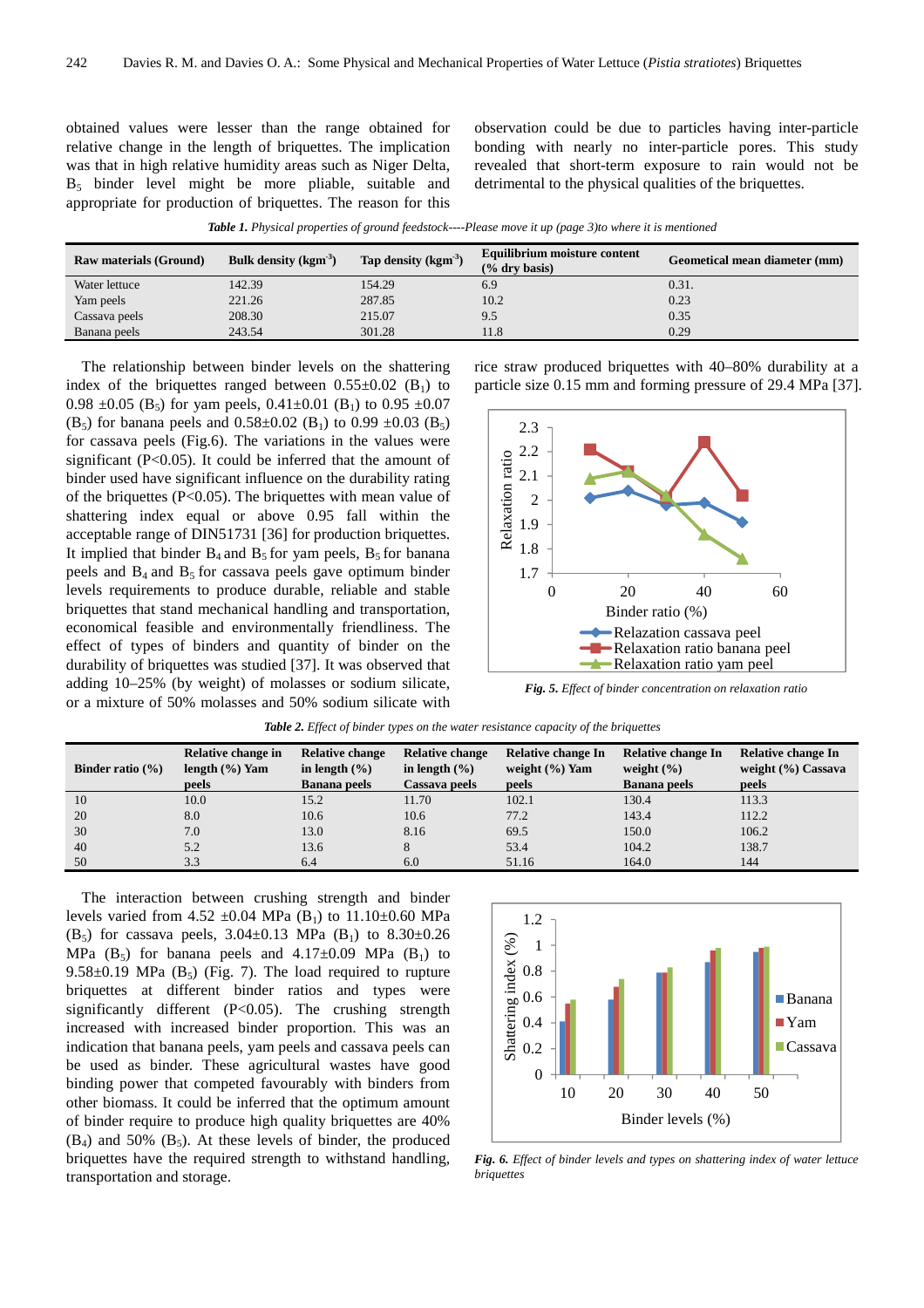obtained values were lesser than the range obtained for relative change in the length of briquettes. The implication was that in high relative humidity areas such as Niger Delta, $B_5$ binder level might be more pliable, suitable and appropriate for production of briquettes. The reason for this observation could be due to particles having inter-particle bonding with nearly no inter-particle pores. This study revealed that short-term exposure to rain would not be detrimental to the physical qualities of the briquettes.

***Table 1.*** *Physical properties of ground feedstock----Please move it up (page 3)to where it is mentioned*

| Raw materials (Ground) | Bulk density ($kgm^{-3}$) | Tap density ($kgm^{-3}$) | Equilibrium moisture content (% dry basis) | Geometical mean diameter (mm) |
|---|---|---|---|---|
| Water lettuce | 142.39 | 154.29 | 6.9 | 0.31. |
| Yam peels | 221.26 | 287.85 | 10.2 | 0.23 |
| Cassava peels | 208.30 | 215.07 | 9.5 | 0.35 |
| Banana peels | 243.54 | 301.28 | 11.8 | 0.29 |

The relationship between binder levels on the shattering index of the briquettes ranged between 0.55±0.02 ($B_1$) to 0.98 ±0.05 ($B_5$) for yam peels, 0.41±0.01 ($B_1$) to 0.95 ±0.07 ($B_5$) for banana peels and 0.58±0.02 ($B_1$) to 0.99 ±0.03 ($B_5$) for cassava peels (Fig.6). The variations in the values were significant ($P<0.05$). It could be inferred that the amount of binder used have significant influence on the durability rating of the briquettes ($P<0.05$). The briquettes with mean value of shattering index equal or above 0.95 fall within the acceptable range of DIN51731 [36] for production briquettes. It implied that binder $B_4$ and $B_5$ for yam peels, $B_5$ for banana peels and $B_4$ and $B_5$ for cassava peels gave optimum binder levels requirements to produce durable, reliable and stable briquettes that stand mechanical handling and transportation, economical feasible and environmentally friendliness. The effect of types of binders and quantity of binder on the durability of briquettes was studied [37]. It was observed that adding 10–25% (by weight) of molasses or sodium silicate, or a mixture of 50% molasses and 50% sodium silicate with rice straw produced briquettes with 40–80% durability at a particle size 0.15 mm and forming pressure of 29.4 MPa [37].

***Fig. 5.*** *Effect of binder concentration on relaxation ratio*

***Table 2.*** *Effect of binder types on the water resistance capacity of the briquettes*

| Binder ratio (%) | Relative change in length (%) Yam peels | Relative change in length (%) Banana peels | Relative change in length (%) Cassava peels | Relative change In weight (%) Yam peels | Relative change In weight (%) Banana peels | Relative change In weight (%) Cassava peels |
|---|---|---|---|---|---|---|
| 10 | 10.0 | 15.2 | 11.70 | 102.1 | 130.4 | 113.3 |
| 20 | 8.0 | 10.6 | 10.6 | 77.2 | 143.4 | 112.2 |
| 30 | 7.0 | 13.0 | 8.16 | 69.5 | 150.0 | 106.2 |
| 40 | 5.2 | 13.6 | 8 | 53.4 | 104.2 | 138.7 |
| 50 | 3.3 | 6.4 | 6.0 | 51.16 | 164.0 | 144 |

The interaction between crushing strength and binder levels varied from 4.52 ±0.04 MPa ($B_1$) to 11.10±0.60 MPa ($B_5$) for cassava peels, 3.04±0.13 MPa ($B_1$) to 8.30±0.26 MPa ($B_5$) for banana peels and 4.17±0.09 MPa ($B_1$) to 9.58±0.19 MPa ($B_5$) (Fig. 7). The load required to rupture briquettes at different binder ratios and types were significantly different ($P<0.05$). The crushing strength increased with increased binder proportion. This was an indication that banana peels, yam peels and cassava peels can be used as binder. These agricultural wastes have good binding power that competed favourably with binders from other biomass. It could be inferred that the optimum amount of binder require to produce high quality briquettes are 40% ($B_4$) and 50% ($B_5$). At these levels of binder, the produced briquettes have the required strength to withstand handling, transportation and storage.

***Fig. 6.*** *Effect of binder levels and types on shattering index of water lettuce briquettes*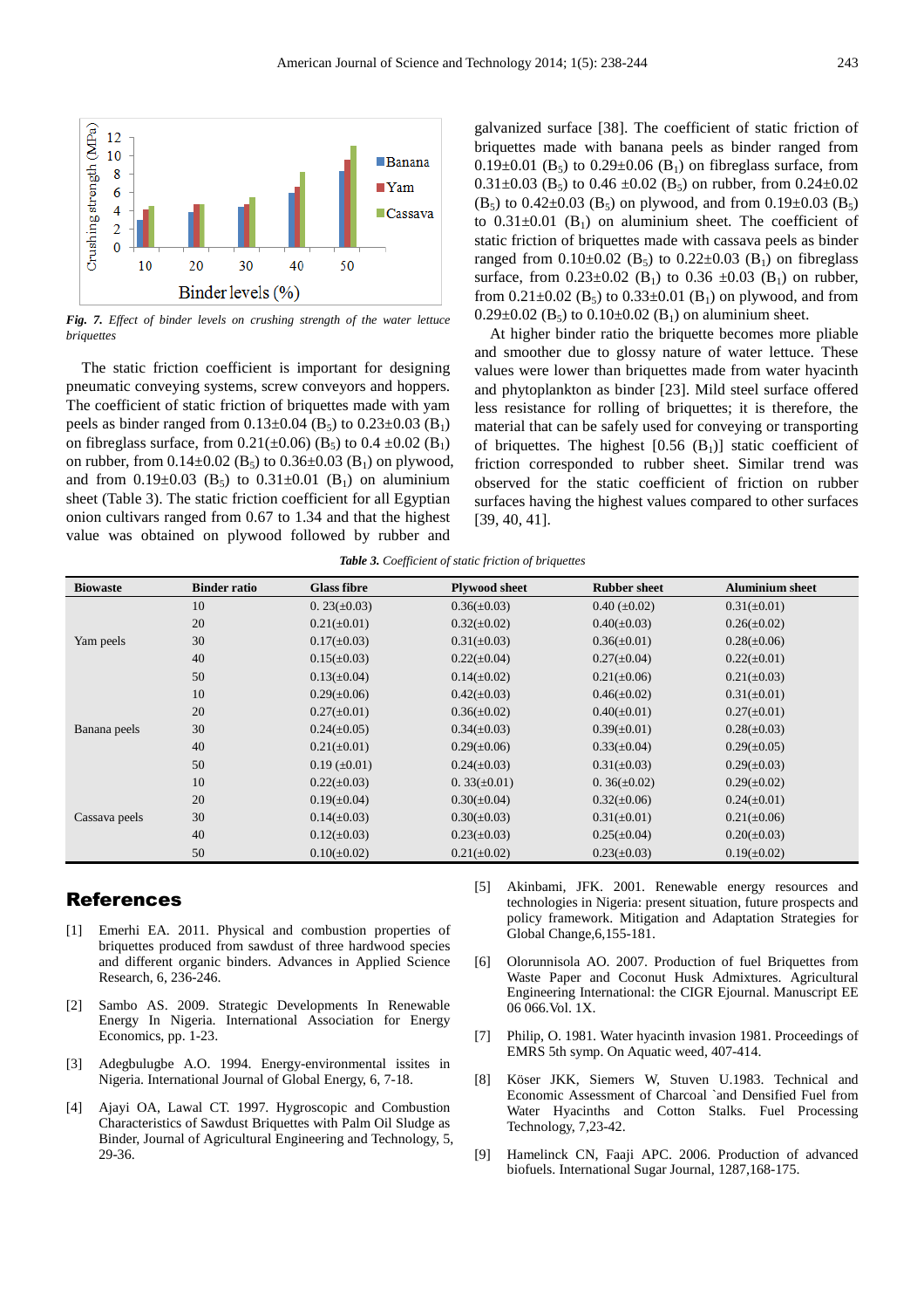*Fig. 7. Effect of binder levels on crushing strength of the water lettuce briquettes*

The static friction coefficient is important for designing pneumatic conveying systems, screw conveyors and hoppers. The coefficient of static friction of briquettes made with yam peels as binder ranged from 0.13±0.04 ($B_5$) to 0.23±0.03 ($B_1$) on fibreglass surface, from 0.21(±0.06) ($B_5$) to 0.4 ±0.02 ($B_1$) on rubber, from 0.14±0.02 ($B_5$) to 0.36±0.03 ($B_1$) on plywood, and from 0.19±0.03 ($B_5$) to 0.31±0.01 ($B_1$) on aluminium sheet (Table 3). The static friction coefficient for all Egyptian onion cultivars ranged from 0.67 to 1.34 and that the highest value was obtained on plywood followed by rubber and galvanized surface [38]. The coefficient of static friction of briquettes made with banana peels as binder ranged from 0.19±0.01 ($B_5$) to 0.29±0.06 ($B_1$) on fibreglass surface, from 0.31±0.03 ($B_5$) to 0.46 ±0.02 ($B_5$) on rubber, from 0.24±0.02 ($B_5$) to 0.42±0.03 ($B_5$) on plywood, and from 0.19±0.03 ($B_5$) to 0.31±0.01 ($B_1$) on aluminium sheet. The coefficient of static friction of briquettes made with cassava peels as binder ranged from 0.10±0.02 ($B_5$) to 0.22±0.03 ($B_1$) on fibreglass surface, from 0.23±0.02 ($B_1$) to 0.36 ±0.03 ($B_1$) on rubber, from 0.21±0.02 ($B_5$) to 0.33±0.01 ($B_1$) on plywood, and from 0.29±0.02 ($B_5$) to 0.10±0.02 ($B_1$) on aluminium sheet.

At higher binder ratio the briquette becomes more pliable and smoother due to glossy nature of water lettuce. These values were lower than briquettes made from water hyacinth and phytoplankton as binder [23]. Mild steel surface offered less resistance for rolling of briquettes; it is therefore, the material that can be safely used for conveying or transporting of briquettes. The highest [0.56 ($B_1$)] static coefficient of friction corresponded to rubber sheet. Similar trend was observed for the static coefficient of friction on rubber surfaces having the highest values compared to other surfaces [39, 40, 41].

***Table 3.*** *Coefficient of static friction of briquettes*

| Biowaste | Binder ratio | Glass fibre | Plywood sheet | Rubber sheet | Aluminium sheet |
|---|---|---|---|---|---|
| Yam peels | 10 | 0. 23(±0.03) | 0.36(±0.03) | 0.40 (±0.02) | 0.31(±0.01) |
| | 20 | 0.21(±0.01) | 0.32(±0.02) | 0.40(±0.03) | 0.26(±0.02) |
| | 30 | 0.17(±0.03) | 0.31(±0.03) | 0.36(±0.01) | 0.28(±0.06) |
| | 40 | 0.15(±0.03) | 0.22(±0.04) | 0.27(±0.04) | 0.22(±0.01) |
| | 50 | 0.13(±0.04) | 0.14(±0.02) | 0.21(±0.06) | 0.21(±0.03) |
| Banana peels | 10 | 0.29(±0.06) | 0.42(±0.03) | 0.46(±0.02) | 0.31(±0.01) |
| | 20 | 0.27(±0.01) | 0.36(±0.02) | 0.40(±0.01) | 0.27(±0.01) |
| | 30 | 0.24(±0.05) | 0.34(±0.03) | 0.39(±0.01) | 0.28(±0.03) |
| | 40 | 0.21(±0.01) | 0.29(±0.06) | 0.33(±0.04) | 0.29(±0.05) |
| | 50 | 0.19 (±0.01) | 0.24(±0.03) | 0.31(±0.03) | 0.29(±0.03) |
| Cassava peels | 10 | 0.22(±0.03) | 0. 33(±0.01) | 0. 36(±0.02) | 0.29(±0.02) |
| | 20 | 0.19(±0.04) | 0.30(±0.04) | 0.32(±0.06) | 0.24(±0.01) |
| | 30 | 0.14(±0.03) | 0.30(±0.03) | 0.31(±0.01) | 0.21(±0.06) |
| | 40 | 0.12(±0.03) | 0.23(±0.03) | 0.25(±0.04) | 0.20(±0.03) |
| | 50 | 0.10(±0.02) | 0.21(±0.02) | 0.23(±0.03) | 0.19(±0.02) |

## References

[1] Emerhi EA. 2011. Physical and combustion properties of briquettes produced from sawdust of three hardwood species and different organic binders. Advances in Applied Science Research, 6, 236-246.

[2] Sambo AS. 2009. Strategic Developments In Renewable Energy In Nigeria. International Association for Energy Economics, pp. 1-23.

[3] Adegbulugbe A.O. 1994. Energy-environmental issites in Nigeria. International Journal of Global Energy, 6, 7-18.

[4] Ajayi OA, Lawal CT. 1997. Hygroscopic and Combustion Characteristics of Sawdust Briquettes with Palm Oil Sludge as Binder, Journal of Agricultural Engineering and Technology, 5, 29-36.

[5] Akinbami, JFK. 2001. Renewable energy resources and technologies in Nigeria: present situation, future prospects and policy framework. Mitigation and Adaptation Strategies for Global Change,6,155-181.

[6] Olorunnisola AO. 2007. Production of fuel Briquettes from Waste Paper and Coconut Husk Admixtures. Agricultural Engineering International: the CIGR Ejournal. Manuscript EE 06 066.Vol. 1X.

[7] Philip, O. 1981. Water hyacinth invasion 1981. Proceedings of EMRS 5th symp. On Aquatic weed, 407-414.

[8] Köser JKK, Siemers W, Stuven U.1983. Technical and Economic Assessment of Charcoal `and Densified Fuel from Water Hyacinths and Cotton Stalks. Fuel Processing Technology, 7,23-42.

[9] Hamelinck CN, Faaji APC. 2006. Production of advanced biofuels. International Sugar Journal, 1287,168-175.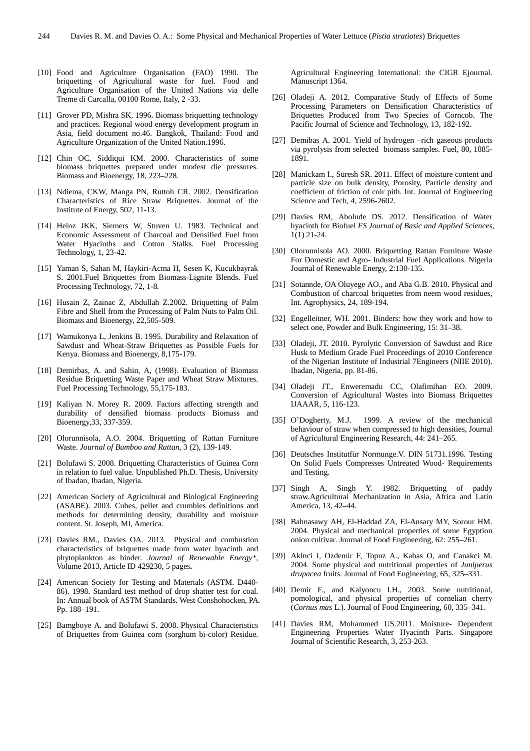[10] Food and Agriculture Organisation (FAO) 1990. The briquetting of Agricultural waste for fuel. Food and Agriculture Organisation of the United Nations via delle Treme di Carcalla, 00100 Rome, Italy, 2 -33.

[11] Grover PD, Mishra SK. 1996. Biomass briquetting technology and practices. Regional wood energy development program in Asia, field document no.46. Bangkok, Thailand: Food and Agriculture Organization of the United Nation.1996.

[12] Chin OC, Siddiqui KM. 2000. Characteristics of some biomass briquettes prepared under modest die pressures. Biomass and Bioenergy, 18, 223–228.

[13] Ndiema, CKW, Manga PN, Ruttoh CR. 2002. Densification Characteristics of Rice Straw Briquettes. Journal of the Institute of Energy, 502, 11-13.

[14] Heinz JKK, Siemers W, Stuven U. 1983. Technical and Economic Assessment of Charcoal and Densified Fuel from Water Hyacinths and Cotton Stalks. Fuel Processing Technology, 1, 23-42.

[15] Yaman S, Sahan M, Haykiri-Acma H, Sesen K, Kucukbayrak S. 2001.Fuel Briquettes from Biomass-Lignite Blends. Fuel Processing Technology, 72, 1-8.

[16] Husain Z, Zainac Z, Abdullah Z.2002. Briquetting of Palm Fibre and Shell from the Processing of Palm Nuts to Palm Oil. Biomass and Bioenergy, 22,505-509.

[17] Wamukonya L, Jenkins B. 1995. Durability and Relaxation of Sawdust and Wheat-Straw Briquettes as Possible Fuels for Kenya. Biomass and Bioenergy, 8,175-179.

[18] Demirbas, A. and Sahin, A, (1998). Evaluation of Biomass Residue Briquetting Waste Paper and Wheat Straw Mixtures. Fuel Processing Technology, 55,175-183.

[19] Kaliyan N. Morey R. 2009. Factors affecting strength and durability of densified biomass products Biomass and Bioenergy,33, 337-359.

[20] Olorunnisola, A.O. 2004. Briquetting of Rattan Furniture Waste. *Journal of Bamboo and Rattan*, 3 (2), 139-149.

[21] Bolufawi S. 2008. Briquetting Characteristics of Guinea Corn in relation to fuel value. Unpublished Ph.D. Thesis, University of Ibadan, Ibadan, Nigeria.

[22] American Society of Agricultural and Biological Engineering (ASABE). 2003. Cubes, pellet and crumbles definitions and methods for determining density, durability and moisture content. St. Joseph, MI, America.

[23] Davies RM., Davies OA. 2013. Physical and combustion characteristics of briquettes made from water hyacinth and phytoplankton as binder. *Journal of Renewable Energy**, Volume 2013, Article ID 429230, 5 pages**.**

[24] American Society for Testing and Materials (ASTM. D440-86). 1998. Standard test method of drop shatter test for coal. In: Annual book of ASTM Standards. West Conshohocken, PA. Pp. 188–191.

[25] Bamgboye A. and Bolufawi S. 2008. Physical Characteristics of Briquettes from Guinea corn (sorghum bi-color) Residue. Agricultural Engineering International: the CIGR Ejournal. Manuscript 1364.

[26] Oladeji A. 2012. Comparative Study of Effects of Some Processing Parameters on Densification Characteristics of Briquettes Produced from Two Species of Corncob. The Pacific Journal of Science and Technology, 13, 182-192.

[27] Demibas A. 2001. Yield of hydrogen –rich gaseous products via pyrolysis from selected biomass samples. Fuel, 80, 1885-1891.

[28] Manickam I., Suresh SR. 2011. Effect of moisture content and particle size on bulk density, Porosity, Particle density and coefficient of friction of coir pith. Int. Journal of Engineering Science and Tech, 4, 2596-2602.

[29] Davies RM, Abolude DS. 2012. Densification of Water hyacinth for Biofuel *FS Journal of Basic and Applied Sciences*, 1(1) 21-24.

[30] Olorunnisola AO. 2000. Briquetting Rattan Furniture Waste For Domestic and Agro- Industrial Fuel Applications. Nigeria Journal of Renewable Energy, 2:130-135.

[31] Sotannde, OA Oluyege AO., and Aba G.B. 2010. Physical and Combustion of charcoal briquettes from neem wood residues, Int. Agrophysics, 24, 189-194.

[32] Engelleitner, WH. 2001. Binders: how they work and how to select one, Powder and Bulk Engineering, 15: 31–38.

[33] Oladeji, JT. 2010. Pyrolytic Conversion of Sawdust and Rice Husk to Medium Grade Fuel Proceedings of 2010 Conference of the Nigerian Institute of Industrial 7Engineers (NIIE 2010). Ibadan, Nigeria, pp. 81-86.

[34] Oladeji JT., Enweremadu CC, Olafimihan EO. 2009. Conversion of Agricultural Wastes into Biomass Briquettes IJAAAR, 5, 116-123.

[35] O'Dogherty, M.J. 1999. A review of the mechanical behaviour of straw when compressed to high densities, Journal of Agricultural Engineering Research, 44: 241–265.

[36] Deutsches Institutfür Normunge.V. DIN 51731.1996. Testing On Solid Fuels Compresses Untreated Wood- Requirements and Testing.

[37] Singh A, Singh Y. 1982. Briquetting of paddy straw.Agricultural Mechanization in Asia, Africa and Latin America, 13, 42–44.

[38] Bahnasawy AH, El-Haddad ZA, El-Ansary MY, Sorour HM. 2004. Physical and mechanical properties of some Egyption onion cultivar. Journal of Food Engineering, 62: 255–261.

[39] Akinci I, Ozdemir F, Topuz A., Kabas O, and Canakci M. 2004. Some physical and nutritional properties of *Juniperus drupacea* fruits. Journal of Food Engineering, 65, 325–331.

[40] Demir F., and Kalyoncu I.H., 2003. Some nutritional, pomological, and physical properties of cornelian cherry (*Cornus mas* L.). Journal of Food Engineering, 60, 335–341.

[41] Davies RM, Mohammed US.2011. Moisture- Dependent Engineering Properties Water Hyacinth Parts. Singapore Journal of Scientific Research, 3, 253-263.